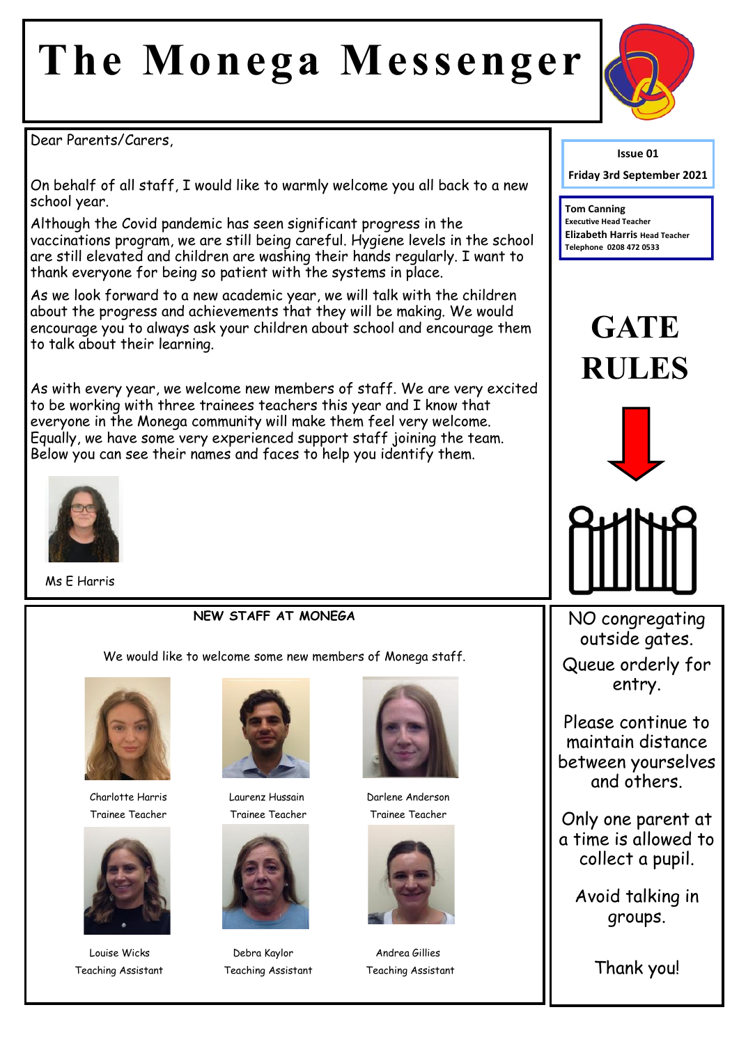# The Monega Messenger

Issue 01

Friday 3rd September 2021

**Tom Canning**
Executive Head Teacher
**Elizabeth Harris** Head Teacher
Telephone 0208 472 0533

Dear Parents/Carers,

On behalf of all staff, I would like to warmly welcome you all back to a new school year.

Although the Covid pandemic has seen significant progress in the vaccinations program, we are still being careful. Hygiene levels in the school are still elevated and children are washing their hands regularly. I want to thank everyone for being so patient with the systems in place.

As we look forward to a new academic year, we will talk with the children about the progress and achievements that they will be making. We would encourage you to always ask your children about school and encourage them to talk about their learning.

As with every year, we welcome new members of staff. We are very excited to be working with three trainees teachers this year and I know that everyone in the Monega community will make them feel very welcome. Equally, we have some very experienced support staff joining the team. Below you can see their names and faces to help you identify them.

Ms E Harris

## NEW STAFF AT MONEGA

We would like to welcome some new members of Monega staff.

Charlotte Harris
Trainee Teacher

Laurenz Hussain
Trainee Teacher

Darlene Anderson
Trainee Teacher

Louise Wicks
Teaching Assistant

Debra Kaylor
Teaching Assistant

Andrea Gillies
Teaching Assistant

## GATE RULES

NO congregating outside gates.

Queue orderly for entry.

Please continue to maintain distance between yourselves and others.

Only one parent at a time is allowed to collect a pupil.

Avoid talking in groups.

Thank you!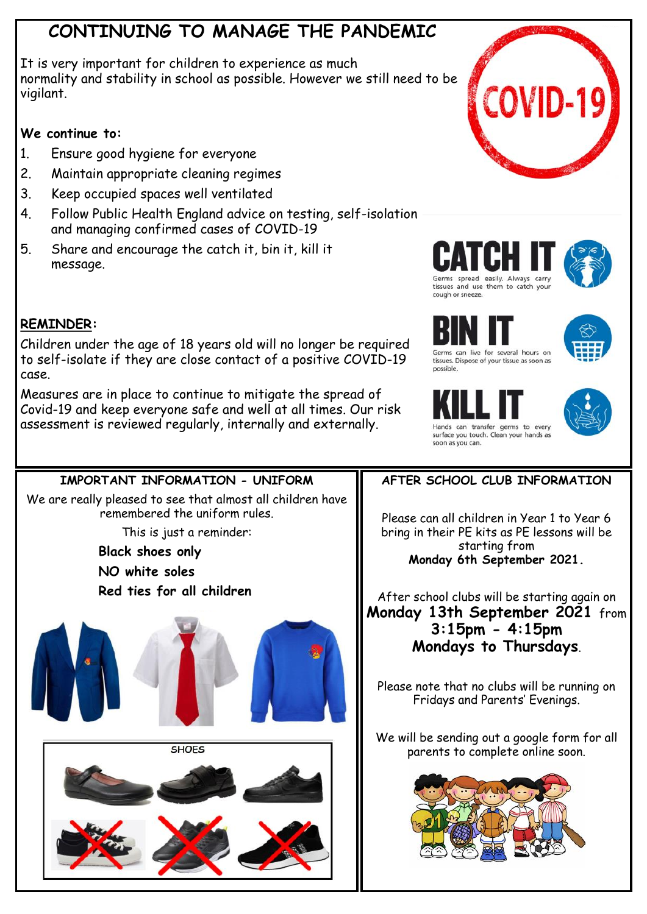# CONTINUING TO MANAGE THE PANDEMIC

It is very important for children to experience as much normality and stability in school as possible. However we still need to be vigilant.

**We continue to:**

1. Ensure good hygiene for everyone
2. Maintain appropriate cleaning regimes
3. Keep occupied spaces well ventilated
4. Follow Public Health England advice on testing, self-isolation and managing confirmed cases of COVID-19
5. Share and encourage the catch it, bin it, kill it message.

COVID-19

**CATCH IT**
Germs spread easily. Always carry tissues and use them to catch your cough or sneeze.

**BIN IT**
Germs can live for several hours on tissues. Dispose of your tissue as soon as possible.

**KILL IT**
Hands can transfer germs to every surface you touch. Clean your hands as soon as you can.

**REMINDER:**

Children under the age of 18 years old will no longer be required to self-isolate if they are close contact of a positive COVID-19 case.

Measures are in place to continue to mitigate the spread of Covid-19 and keep everyone safe and well at all times. Our risk assessment is reviewed regularly, internally and externally.

## IMPORTANT INFORMATION - UNIFORM

We are really pleased to see that almost all children have remembered the uniform rules.

This is just a reminder:

**Black shoes only**

**NO white soles**

**Red ties for all children**

SHOES

## AFTER SCHOOL CLUB INFORMATION

Please can all children in Year 1 to Year 6 bring in their PE kits as PE lessons will be starting from **Monday 6th September 2021.**

After school clubs will be starting again on **Monday 13th September 2021** from **3:15pm - 4:15pm Mondays to Thursdays**.

Please note that no clubs will be running on Fridays and Parents' Evenings.

We will be sending out a google form for all parents to complete online soon.